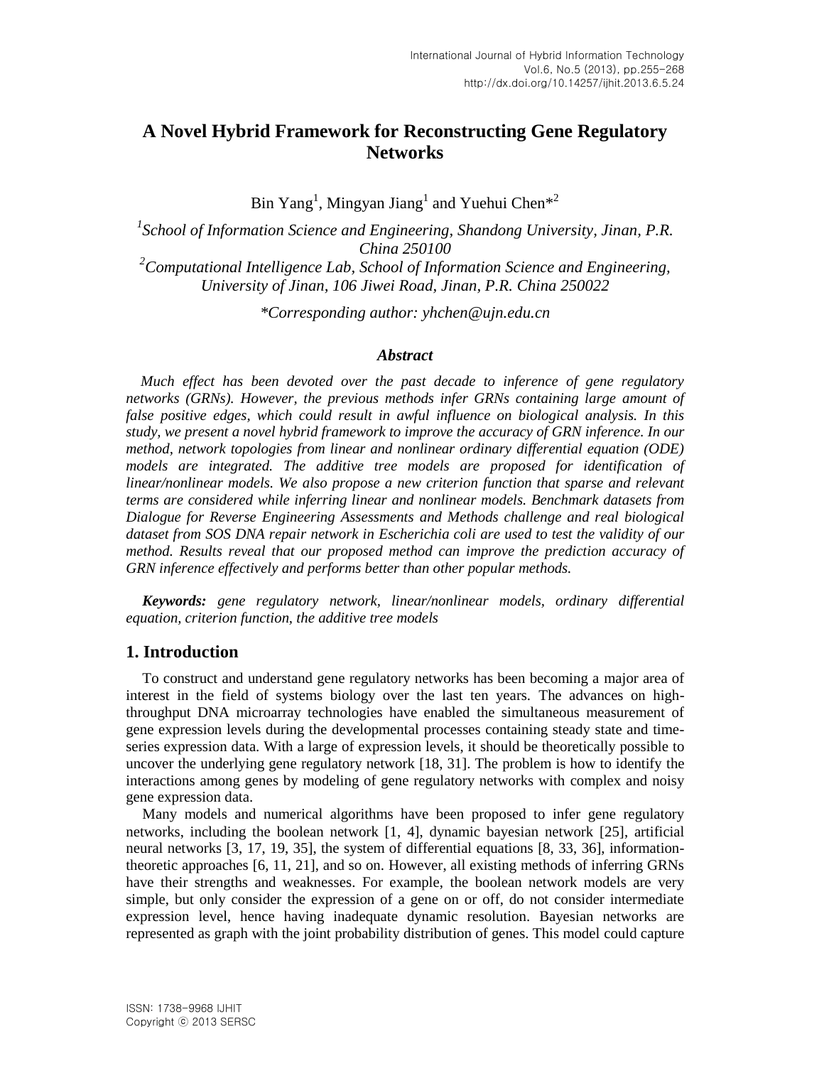# A Novel Hybrid Framework for Reconstructing Gene Regulatory Networks

Bin Yang[1], Mingyan Jiang[1] and Yuehui Chen*[2]

[1]*School of Information Science and Engineering, Shandong University, Jinan, P.R. China 250100*

[2]*Computational Intelligence Lab, School of Information Science and Engineering, University of Jinan, 106 Jiwei Road, Jinan, P.R. China 250022*

*\*Corresponding author: yhchen@ujn.edu.cn*

### *Abstract*

*Much effect has been devoted over the past decade to inference of gene regulatory networks (GRNs). However, the previous methods infer GRNs containing large amount of false positive edges, which could result in awful influence on biological analysis. In this study, we present a novel hybrid framework to improve the accuracy of GRN inference. In our method, network topologies from linear and nonlinear ordinary differential equation (ODE) models are integrated. The additive tree models are proposed for identification of linear/nonlinear models. We also propose a new criterion function that sparse and relevant terms are considered while inferring linear and nonlinear models. Benchmark datasets from Dialogue for Reverse Engineering Assessments and Methods challenge and real biological dataset from SOS DNA repair network in Escherichia coli are used to test the validity of our method. Results reveal that our proposed method can improve the prediction accuracy of GRN inference effectively and performs better than other popular methods.*

***Keywords:*** *gene regulatory network, linear/nonlinear models, ordinary differential equation, criterion function, the additive tree models*

## 1. Introduction

To construct and understand gene regulatory networks has been becoming a major area of interest in the field of systems biology over the last ten years. The advances on high-throughput DNA microarray technologies have enabled the simultaneous measurement of gene expression levels during the developmental processes containing steady state and time-series expression data. With a large of expression levels, it should be theoretically possible to uncover the underlying gene regulatory network [18, 31]. The problem is how to identify the interactions among genes by modeling of gene regulatory networks with complex and noisy gene expression data.

Many models and numerical algorithms have been proposed to infer gene regulatory networks, including the boolean network [1, 4], dynamic bayesian network [25], artificial neural networks [3, 17, 19, 35], the system of differential equations [8, 33, 36], information-theoretic approaches [6, 11, 21], and so on. However, all existing methods of inferring GRNs have their strengths and weaknesses. For example, the boolean network models are very simple, but only consider the expression of a gene on or off, do not consider intermediate expression level, hence having inadequate dynamic resolution. Bayesian networks are represented as graph with the joint probability distribution of genes. This model could capture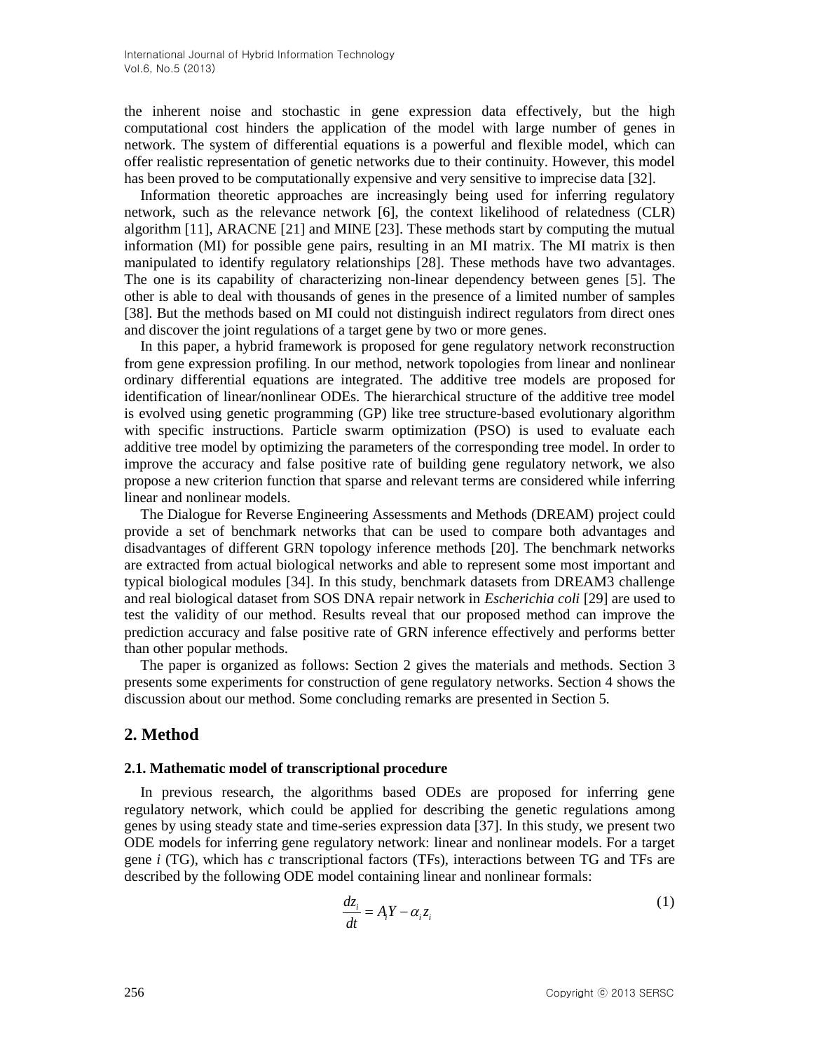the inherent noise and stochastic in gene expression data effectively, but the high computational cost hinders the application of the model with large number of genes in network. The system of differential equations is a powerful and flexible model, which can offer realistic representation of genetic networks due to their continuity. However, this model has been proved to be computationally expensive and very sensitive to imprecise data [32].

Information theoretic approaches are increasingly being used for inferring regulatory network, such as the relevance network [6], the context likelihood of relatedness (CLR) algorithm [11], ARACNE [21] and MINE [23]. These methods start by computing the mutual information (MI) for possible gene pairs, resulting in an MI matrix. The MI matrix is then manipulated to identify regulatory relationships [28]. These methods have two advantages. The one is its capability of characterizing non-linear dependency between genes [5]. The other is able to deal with thousands of genes in the presence of a limited number of samples [38]. But the methods based on MI could not distinguish indirect regulators from direct ones and discover the joint regulations of a target gene by two or more genes.

In this paper, a hybrid framework is proposed for gene regulatory network reconstruction from gene expression profiling. In our method, network topologies from linear and nonlinear ordinary differential equations are integrated. The additive tree models are proposed for identification of linear/nonlinear ODEs. The hierarchical structure of the additive tree model is evolved using genetic programming (GP) like tree structure-based evolutionary algorithm with specific instructions. Particle swarm optimization (PSO) is used to evaluate each additive tree model by optimizing the parameters of the corresponding tree model. In order to improve the accuracy and false positive rate of building gene regulatory network, we also propose a new criterion function that sparse and relevant terms are considered while inferring linear and nonlinear models.

The Dialogue for Reverse Engineering Assessments and Methods (DREAM) project could provide a set of benchmark networks that can be used to compare both advantages and disadvantages of different GRN topology inference methods [20]. The benchmark networks are extracted from actual biological networks and able to represent some most important and typical biological modules [34]. In this study, benchmark datasets from DREAM3 challenge and real biological dataset from SOS DNA repair network in *Escherichia coli* [29] are used to test the validity of our method. Results reveal that our proposed method can improve the prediction accuracy and false positive rate of GRN inference effectively and performs better than other popular methods.

The paper is organized as follows: Section 2 gives the materials and methods. Section 3 presents some experiments for construction of gene regulatory networks. Section 4 shows the discussion about our method. Some concluding remarks are presented in Section 5.

## 2. Method

### 2.1. Mathematic model of transcriptional procedure

In previous research, the algorithms based ODEs are proposed for inferring gene regulatory network, which could be applied for describing the genetic regulations among genes by using steady state and time-series expression data [37]. In this study, we present two ODE models for inferring gene regulatory network: linear and nonlinear models. For a target gene $i$ (TG), which has $c$ transcriptional factors (TFs), interactions between TG and TFs are described by the following ODE model containing linear and nonlinear formals:

$$\frac{dz_i}{dt} = A_i Y - \alpha_i z_i \tag{1}$$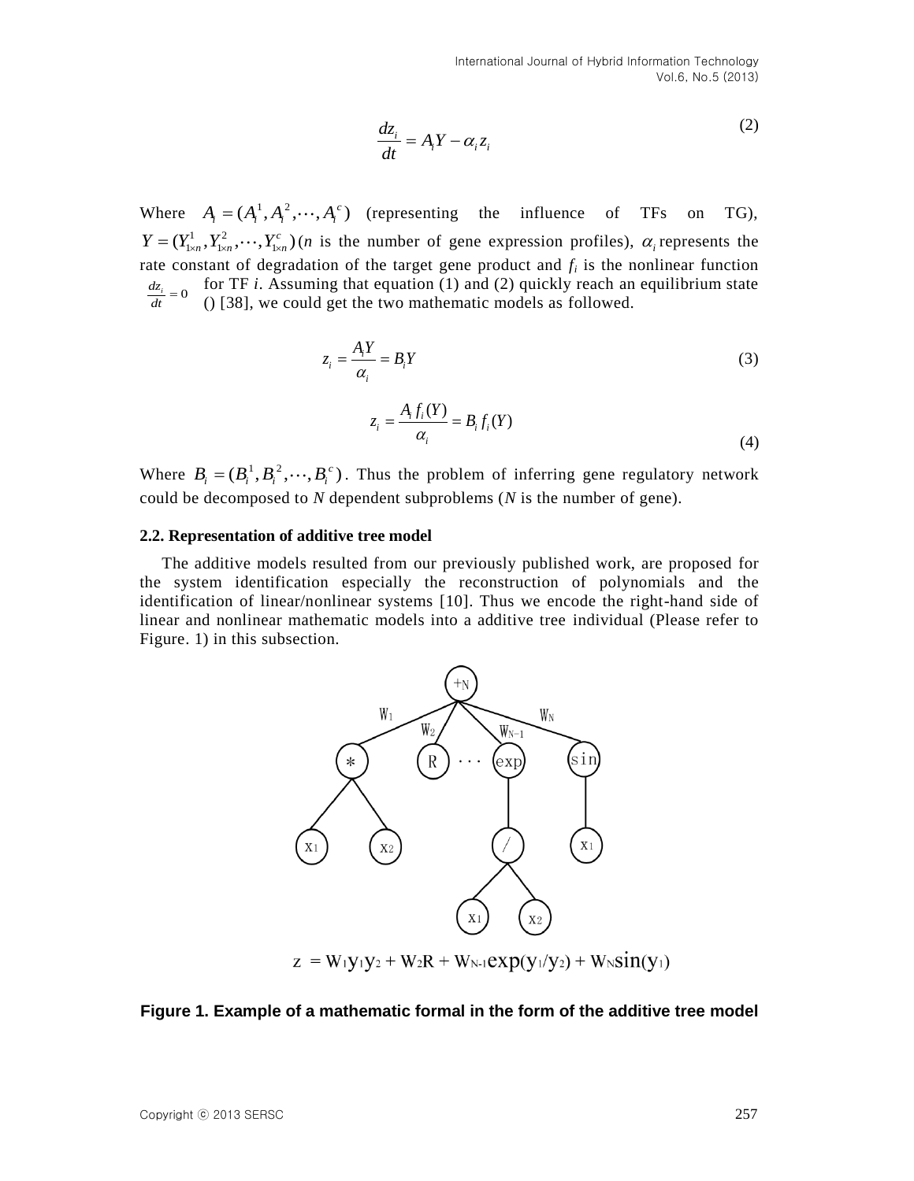$$\frac{dz_i}{dt} = A_i Y - \alpha_i z_i \tag{2}$$

Where $A_i = (A_i^1, A_i^2, \cdots, A_i^c)$ (representing the influence of TFs on TG), $Y = (Y_{1\times n}^1, Y_{1\times n}^2, \cdots, Y_{1\times n}^c)$ ($n$ is the number of gene expression profiles), $\alpha_i$ represents the rate constant of degradation of the target gene product and $f_i$ is the nonlinear function for TF $i$. Assuming that equation (1) and (2) quickly reach an equilibrium state ($\frac{dz_i}{dt} = 0$) [38], we could get the two mathematic models as followed.

$$z_i = \frac{A_i Y}{\alpha_i} = B_i Y \tag{3}$$

$$z_i = \frac{A_i f_i(Y)}{\alpha_i} = B_i f_i(Y) \tag{4}$$

Where $B_i = (B_i^1, B_i^2, \cdots, B_i^c)$. Thus the problem of inferring gene regulatory network could be decomposed to $N$ dependent subproblems ($N$ is the number of gene).

### 2.2. Representation of additive tree model

The additive models resulted from our previously published work, are proposed for the system identification especially the reconstruction of polynomials and the identification of linear/nonlinear systems [10]. Thus we encode the right-hand side of linear and nonlinear mathematic models into a additive tree individual (Please refer to Figure. 1) in this subsection.

$$z = W_1 y_1 y_2 + W_2 R + W_{N-1} \exp(y_1/y_2) + W_N \sin(y_1)$$

**Figure 1. Example of a mathematic formal in the form of the additive tree model**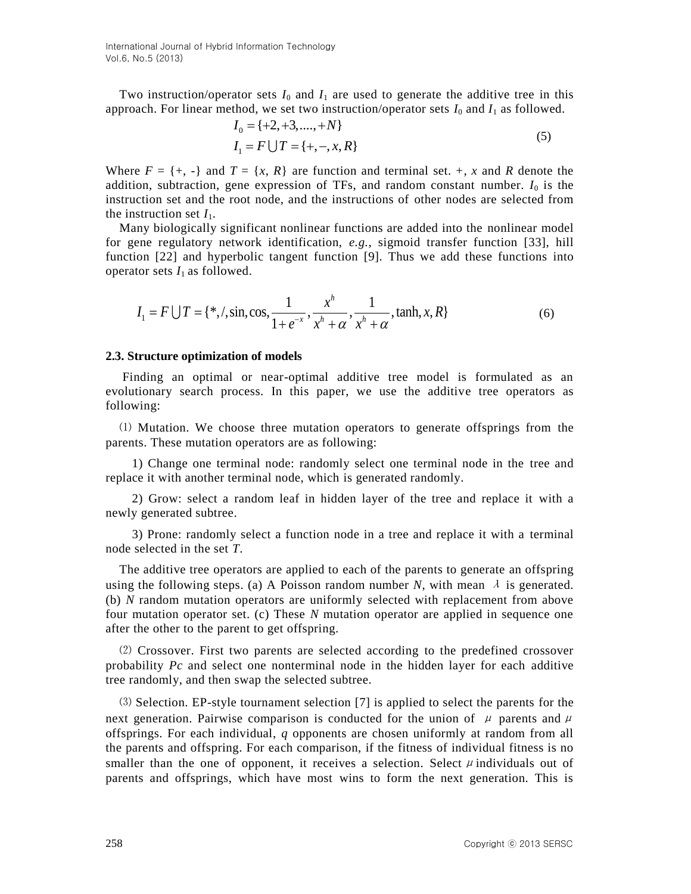Two instruction/operator sets $I_0$ and $I_1$ are used to generate the additive tree in this approach. For linear method, we set two instruction/operator sets $I_0$ and $I_1$ as followed.

$$
\begin{aligned}
I_0 &= \{+2, +3, ...., +N\} \\
I_1 &= F \bigcup T = \{+, -, x, R\}
\end{aligned}
\tag{5}
$$

Where $F = \{+, -\}$ and $T = \{x, R\}$ are function and terminal set. +, $x$ and $R$ denote the addition, subtraction, gene expression of TFs, and random constant number. $I_0$ is the instruction set and the root node, and the instructions of other nodes are selected from the instruction set $I_1$.

Many biologically significant nonlinear functions are added into the nonlinear model for gene regulatory network identification, *e.g.*, sigmoid transfer function [33], hill function [22] and hyperbolic tangent function [9]. Thus we add these functions into operator sets $I_1$ as followed.

$$
I_1 = F \bigcup T = \{*, /, \sin, \cos, \frac{1}{1+e^{-x}}, \frac{x^h}{x^h+\alpha}, \frac{1}{x^h+\alpha}, \tanh, x, R\} \tag{6}
$$

### 2.3. Structure optimization of models

Finding an optimal or near-optimal additive tree model is formulated as an evolutionary search process. In this paper, we use the additive tree operators as following:

(1) Mutation. We choose three mutation operators to generate offsprings from the parents. These mutation operators are as following:

1) Change one terminal node: randomly select one terminal node in the tree and replace it with another terminal node, which is generated randomly.

2) Grow: select a random leaf in hidden layer of the tree and replace it with a newly generated subtree.

3) Prone: randomly select a function node in a tree and replace it with a terminal node selected in the set *T*.

The additive tree operators are applied to each of the parents to generate an offspring using the following steps. (a) A Poisson random number *N*, with mean $\lambda$ is generated. (b) *N* random mutation operators are uniformly selected with replacement from above four mutation operator set. (c) These *N* mutation operator are applied in sequence one after the other to the parent to get offspring.

(2) Crossover. First two parents are selected according to the predefined crossover probability *Pc* and select one nonterminal node in the hidden layer for each additive tree randomly, and then swap the selected subtree.

(3) Selection. EP-style tournament selection [7] is applied to select the parents for the next generation. Pairwise comparison is conducted for the union of $\mu$ parents and $\mu$ offsprings. For each individual, *q* opponents are chosen uniformly at random from all the parents and offspring. For each comparison, if the fitness of individual fitness is no smaller than the one of opponent, it receives a selection. Select $\mu$ individuals out of parents and offsprings, which have most wins to form the next generation. This is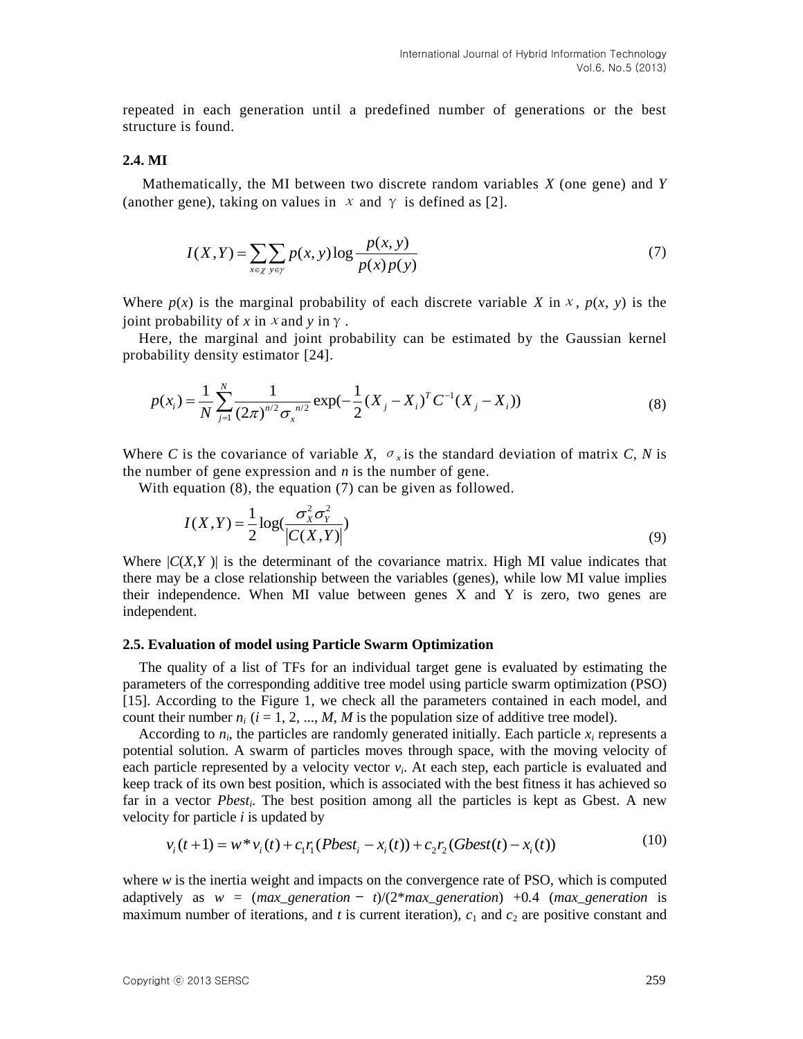repeated in each generation until a predefined number of generations or the best structure is found.

### 2.4. MI

Mathematically, the MI between two discrete random variables $X$ (one gene) and $Y$ (another gene), taking on values in $\chi$ and $\gamma$ is defined as [2].

$$I(X,Y) = \sum_{x \in \chi} \sum_{y \in \gamma} p(x,y) \log \frac{p(x,y)}{p(x)p(y)} \tag{7}$$

Where $p(x)$ is the marginal probability of each discrete variable $X$ in $\chi$, $p(x, y)$ is the joint probability of $x$ in $\chi$ and $y$ in $\gamma$.

Here, the marginal and joint probability can be estimated by the Gaussian kernel probability density estimator [24].

$$p(x_i) = \frac{1}{N} \sum_{j=1}^{N} \frac{1}{(2\pi)^{n/2} \sigma_x^{\ n/2}} \exp\left(-\frac{1}{2}(X_j - X_i)^T C^{-1} (X_j - X_i)\right) \tag{8}$$

Where $C$ is the covariance of variable $X$, $\sigma_x$ is the standard deviation of matrix $C$, $N$ is the number of gene expression and $n$ is the number of gene.

With equation (8), the equation (7) can be given as followed.

$$I(X,Y) = \frac{1}{2} \log\left(\frac{\sigma_X^2 \sigma_Y^2}{|C(X,Y)|}\right) \tag{9}$$

Where $|C(X,Y)|$ is the determinant of the covariance matrix. High MI value indicates that there may be a close relationship between the variables (genes), while low MI value implies their independence. When MI value between genes X and Y is zero, two genes are independent.

### 2.5. Evaluation of model using Particle Swarm Optimization

The quality of a list of TFs for an individual target gene is evaluated by estimating the parameters of the corresponding additive tree model using particle swarm optimization (PSO) [15]. According to the Figure 1, we check all the parameters contained in each model, and count their number $n_i$ ($i$ = 1, 2, ..., $M$, $M$ is the population size of additive tree model).

According to $n_i$, the particles are randomly generated initially. Each particle $x_i$ represents a potential solution. A swarm of particles moves through space, with the moving velocity of each particle represented by a velocity vector $v_i$. At each step, each particle is evaluated and keep track of its own best position, which is associated with the best fitness it has achieved so far in a vector $Pbest_i$. The best position among all the particles is kept as Gbest. A new velocity for particle $i$ is updated by

$$v_i(t+1) = w * v_i(t) + c_1 r_1 (Pbest_i - x_i(t)) + c_2 r_2 (Gbest(t) - x_i(t)) \tag{10}$$

where $w$ is the inertia weight and impacts on the convergence rate of PSO, which is computed adaptively as $w$ = (*max_generation* − $t$)/(2\**max_generation*) +0.4 (*max_generation* is maximum number of iterations, and $t$ is current iteration), $c_1$ and $c_2$ are positive constant and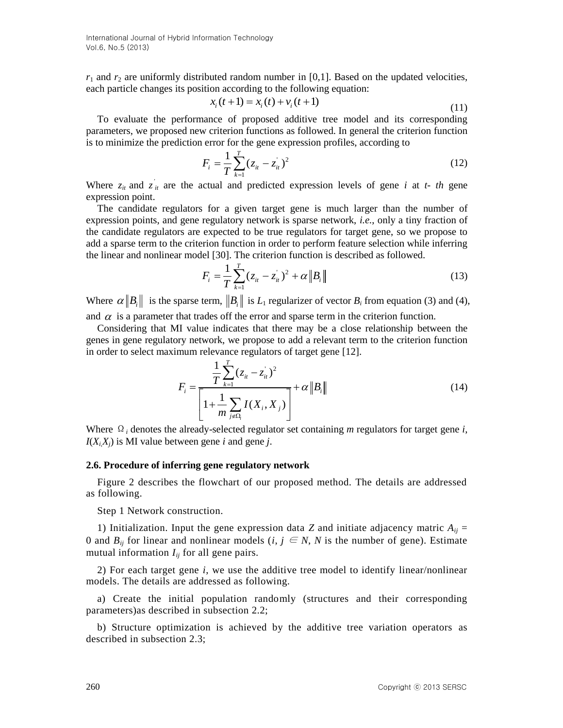$r_1$ and $r_2$ are uniformly distributed random number in [0,1]. Based on the updated velocities, each particle changes its position according to the following equation:

$$x_i(t+1) = x_i(t) + v_i(t+1) \tag{11}$$

To evaluate the performance of proposed additive tree model and its corresponding parameters, we proposed new criterion functions as followed. In general the criterion function is to minimize the prediction error for the gene expression profiles, according to

$$F_i = \frac{1}{T}\sum_{k=1}^{T}(z_{it} - z_{it}^{'})^2 \tag{12}$$

Where $z_{it}$ and $z_{it}^{'}$ are the actual and predicted expression levels of gene *i* at *t- th* gene expression point.

The candidate regulators for a given target gene is much larger than the number of expression points, and gene regulatory network is sparse network, *i.e.*, only a tiny fraction of the candidate regulators are expected to be true regulators for target gene, so we propose to add a sparse term to the criterion function in order to perform feature selection while inferring the linear and nonlinear model [30]. The criterion function is described as followed.

$$F_i = \frac{1}{T}\sum_{k=1}^{T}(z_{it} - z_{it}^{'})^2 + \alpha\left\|B_i\right\| \tag{13}$$

Where $\alpha\left\|B_i\right\|$ is the sparse term, $\left\|B_i\right\|$ is $L_1$ regularizer of vector $B_i$ from equation (3) and (4), and $\alpha$ is a parameter that trades off the error and sparse term in the criterion function.

Considering that MI value indicates that there may be a close relationship between the genes in gene regulatory network, we propose to add a relevant term to the criterion function in order to select maximum relevance regulators of target gene [12].

$$F_i = \frac{\frac{1}{T}\sum_{k=1}^{T}(z_{it} - z_{it}^{'})^2}{\left[1 + \frac{1}{m}\sum_{j \notin \Omega_i} I(X_i, X_j)\right]} + \alpha\left\|B_i\right\| \tag{14}$$

Where $\Omega_i$ denotes the already-selected regulator set containing *m* regulators for target gene *i*, $I(X_i, X_j)$ is MI value between gene *i* and gene *j*.

### 2.6. Procedure of inferring gene regulatory network

Figure 2 describes the flowchart of our proposed method. The details are addressed as following.

Step 1 Network construction.

1) Initialization. Input the gene expression data *Z* and initiate adjacency matric $A_{ij} = 0$ and $B_{ij}$ for linear and nonlinear models ($i, j \in N$, *N* is the number of gene). Estimate mutual information $I_{ij}$ for all gene pairs.

2) For each target gene *i*, we use the additive tree model to identify linear/nonlinear models. The details are addressed as following.

a) Create the initial population randomly (structures and their corresponding parameters)as described in subsection 2.2;

b) Structure optimization is achieved by the additive tree variation operators as described in subsection 2.3;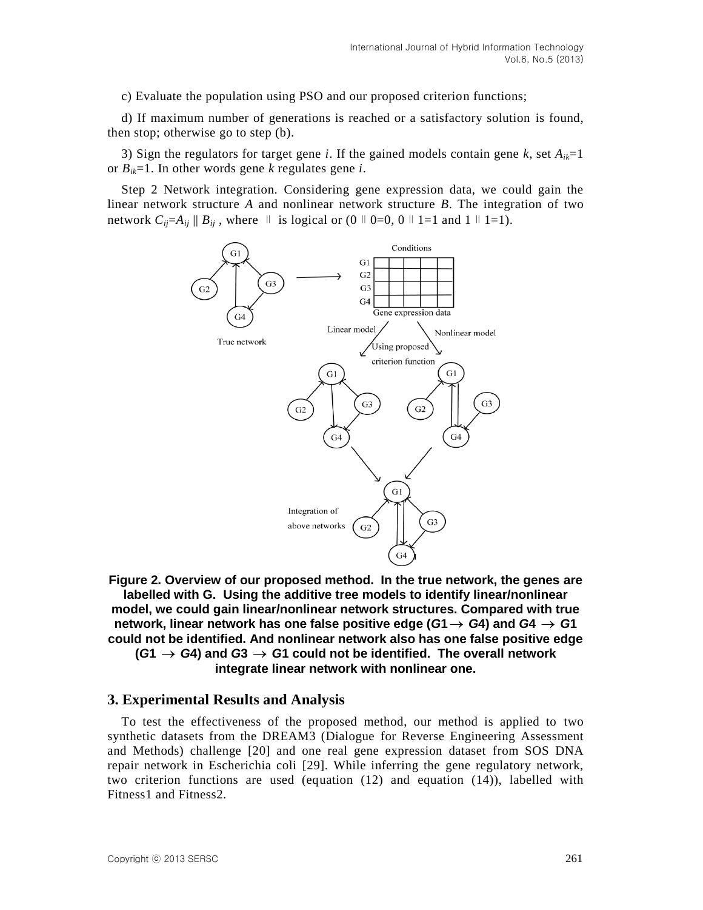c) Evaluate the population using PSO and our proposed criterion functions;

d) If maximum number of generations is reached or a satisfactory solution is found, then stop; otherwise go to step (b).

3) Sign the regulators for target gene $i$. If the gained models contain gene $k$, set $A_{ik}=1$ or $B_{ik}=1$. In other words gene $k$ regulates gene $i$.

Step 2 Network integration. Considering gene expression data, we could gain the linear network structure $A$ and nonlinear network structure $B$. The integration of two network $C_{ij}=A_{ij} \parallel B_{ij}$ , where $\parallel$ is logical or ($0 \parallel 0=0$, $0 \parallel 1=1$ and $1 \parallel 1=1$).

**Figure 2. Overview of our proposed method. In the true network, the genes are labelled with G. Using the additive tree models to identify linear/nonlinear model, we could gain linear/nonlinear network structures. Compared with true network, linear network has one false positive edge ($G1 \rightarrow G4$) and $G4 \rightarrow G1$ could not be identified. And nonlinear network also has one false positive edge ($G1 \rightarrow G4$) and $G3 \rightarrow G1$ could not be identified. The overall network integrate linear network with nonlinear one.**

## 3. Experimental Results and Analysis

To test the effectiveness of the proposed method, our method is applied to two synthetic datasets from the DREAM3 (Dialogue for Reverse Engineering Assessment and Methods) challenge [20] and one real gene expression dataset from SOS DNA repair network in Escherichia coli [29]. While inferring the gene regulatory network, two criterion functions are used (equation (12) and equation (14)), labelled with Fitness1 and Fitness2.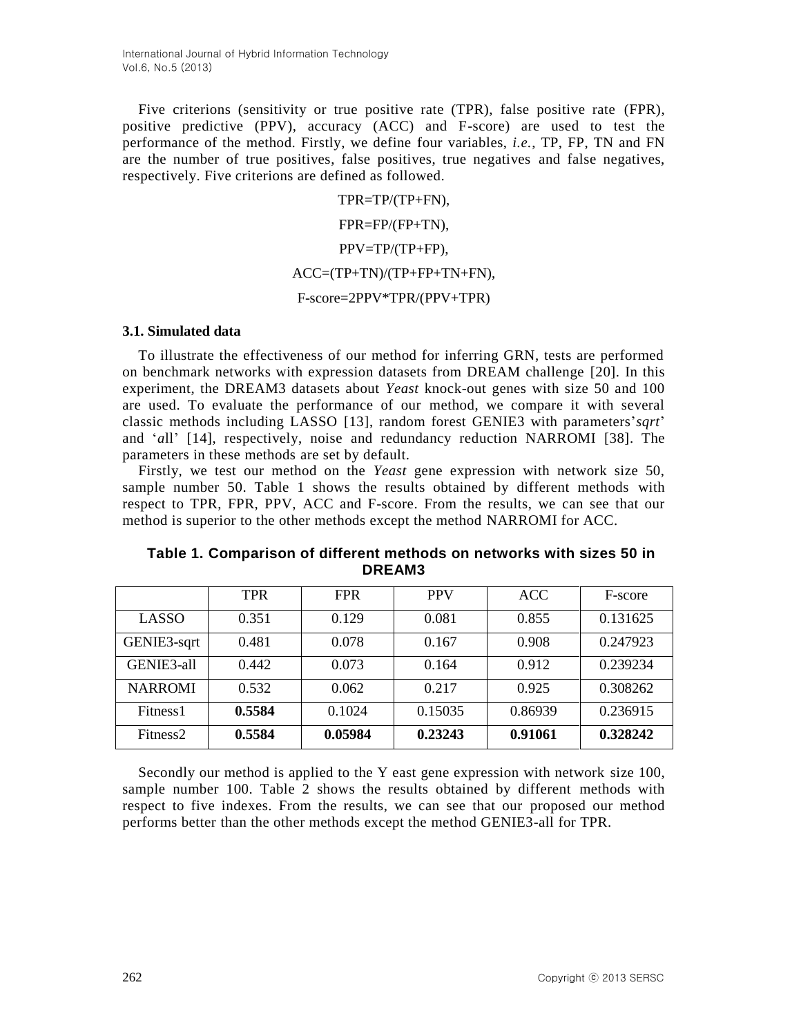Five criterions (sensitivity or true positive rate (TPR), false positive rate (FPR), positive predictive (PPV), accuracy (ACC) and F-score) are used to test the performance of the method. Firstly, we define four variables, *i.e.*, TP, FP, TN and FN are the number of true positives, false positives, true negatives and false negatives, respectively. Five criterions are defined as followed.

$$TPR=TP/(TP+FN),$$

$$FPR=FP/(FP+TN),$$

$$PPV=TP/(TP+FP),$$

$$ACC=(TP+TN)/(TP+FP+TN+FN),$$

$$F\text{-}score=2PPV*TPR/(PPV+TPR)$$

### 3.1. Simulated data

To illustrate the effectiveness of our method for inferring GRN, tests are performed on benchmark networks with expression datasets from DREAM challenge [20]. In this experiment, the DREAM3 datasets about *Yeast* knock-out genes with size 50 and 100 are used. To evaluate the performance of our method, we compare it with several classic methods including LASSO [13], random forest GENIE3 with parameters'*sqrt*' and '*a*ll' [14], respectively, noise and redundancy reduction NARROMI [38]. The parameters in these methods are set by default.

Firstly, we test our method on the *Yeast* gene expression with network size 50, sample number 50. Table 1 shows the results obtained by different methods with respect to TPR, FPR, PPV, ACC and F-score. From the results, we can see that our method is superior to the other methods except the method NARROMI for ACC.

**Table 1. Comparison of different methods on networks with sizes 50 in DREAM3**

| | TPR | FPR | PPV | ACC | F-score |
|---|---|---|---|---|---|
| LASSO | 0.351 | 0.129 | 0.081 | 0.855 | 0.131625 |
| GENIE3-sqrt | 0.481 | 0.078 | 0.167 | 0.908 | 0.247923 |
| GENIE3-all | 0.442 | 0.073 | 0.164 | 0.912 | 0.239234 |
| NARROMI | 0.532 | 0.062 | 0.217 | 0.925 | 0.308262 |
| Fitness1 | **0.5584** | 0.1024 | 0.15035 | 0.86939 | 0.236915 |
| Fitness2 | **0.5584** | **0.05984** | **0.23243** | **0.91061** | **0.328242** |

Secondly our method is applied to the Y east gene expression with network size 100, sample number 100. Table 2 shows the results obtained by different methods with respect to five indexes. From the results, we can see that our proposed our method performs better than the other methods except the method GENIE3-all for TPR.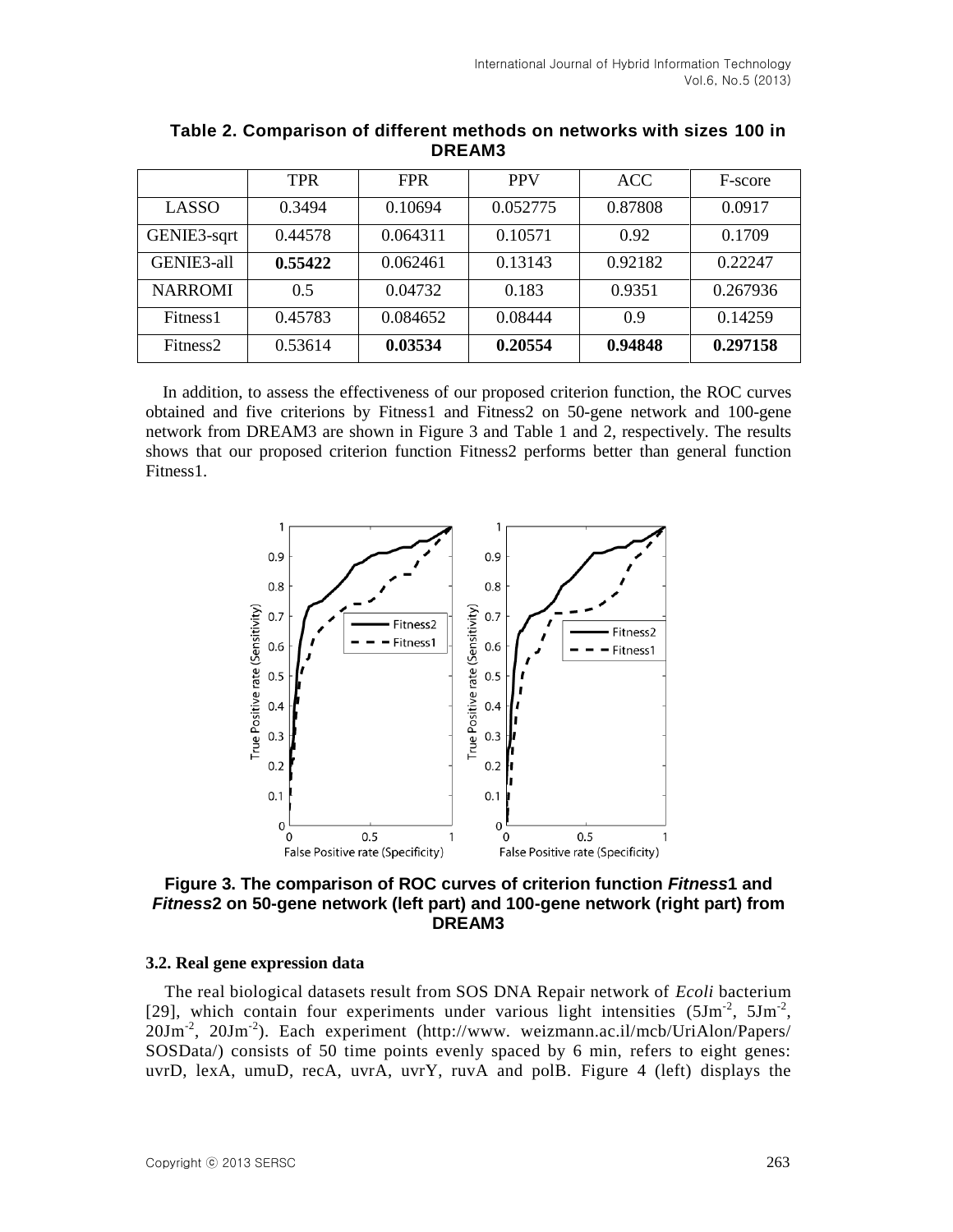**Table 2. Comparison of different methods on networks with sizes 100 in DREAM3**

| | TPR | FPR | PPV | ACC | F-score |
|---|---|---|---|---|---|
| LASSO | 0.3494 | 0.10694 | 0.052775 | 0.87808 | 0.0917 |
| GENIE3-sqrt | 0.44578 | 0.064311 | 0.10571 | 0.92 | 0.1709 |
| GENIE3-all | **0.55422** | 0.062461 | 0.13143 | 0.92182 | 0.22247 |
| NARROMI | 0.5 | 0.04732 | 0.183 | 0.9351 | 0.267936 |
| Fitness1 | 0.45783 | 0.084652 | 0.08444 | 0.9 | 0.14259 |
| Fitness2 | 0.53614 | **0.03534** | **0.20554** | **0.94848** | **0.297158** |

In addition, to assess the effectiveness of our proposed criterion function, the ROC curves obtained and five criterions by Fitness1 and Fitness2 on 50-gene network and 100-gene network from DREAM3 are shown in Figure 3 and Table 1 and 2, respectively. The results shows that our proposed criterion function Fitness2 performs better than general function Fitness1.

**Figure 3. The comparison of ROC curves of criterion function *Fitness*1 and *Fitness*2 on 50-gene network (left part) and 100-gene network (right part) from DREAM3**

### 3.2. Real gene expression data

The real biological datasets result from SOS DNA Repair network of *Ecoli* bacterium [29], which contain four experiments under various light intensities (5Jm$^{-2}$, 5Jm$^{-2}$, 20Jm$^{-2}$, 20Jm$^{-2}$). Each experiment (http://www. weizmann.ac.il/mcb/UriAlon/Papers/ SOSData/) consists of 50 time points evenly spaced by 6 min, refers to eight genes: uvrD, lexA, umuD, recA, uvrA, uvrY, ruvA and polB. Figure 4 (left) displays the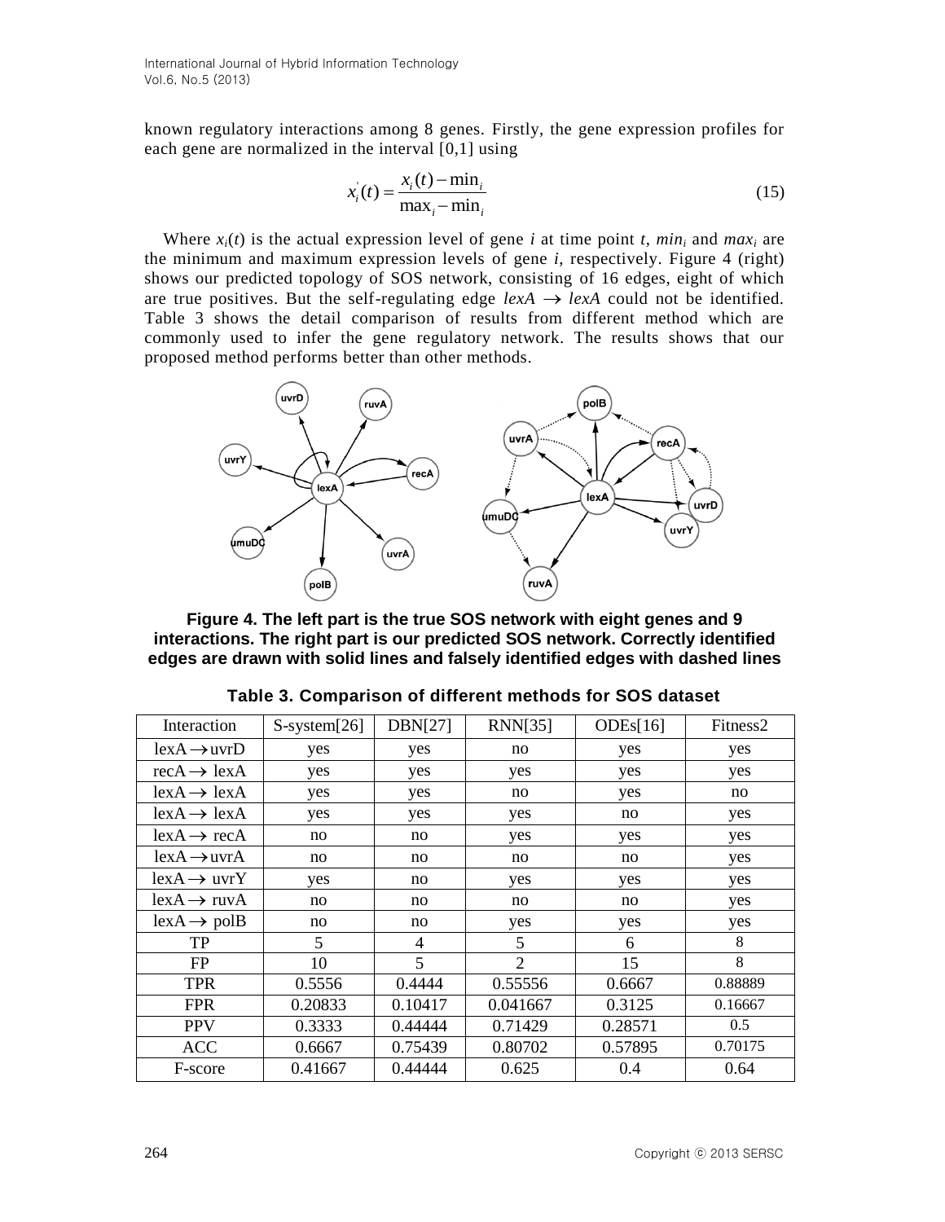known regulatory interactions among 8 genes. Firstly, the gene expression profiles for each gene are normalized in the interval [0,1] using

$$x_i^{'}(t) = \frac{x_i(t) - \min_i}{\max_i - \min_i} \tag{15}$$

Where $x_i(t)$ is the actual expression level of gene $i$ at time point $t$, $min_i$ and $max_i$ are the minimum and maximum expression levels of gene $i$, respectively. Figure 4 (right) shows our predicted topology of SOS network, consisting of 16 edges, eight of which are true positives. But the self-regulating edge $lexA \rightarrow lexA$ could not be identified. Table 3 shows the detail comparison of results from different method which are commonly used to infer the gene regulatory network. The results shows that our proposed method performs better than other methods.

**Figure 4. The left part is the true SOS network with eight genes and 9 interactions. The right part is our predicted SOS network. Correctly identified edges are drawn with solid lines and falsely identified edges with dashed lines**

**Table 3. Comparison of different methods for SOS dataset**

| Interaction | S-system[26] | DBN[27] | RNN[35] | ODEs[16] | Fitness2 |
|---|---|---|---|---|---|
| lexA → uvrD | yes | yes | no | yes | yes |
| recA → lexA | yes | yes | yes | yes | yes |
| lexA → lexA | yes | yes | no | yes | no |
| lexA → lexA | yes | yes | yes | no | yes |
| lexA → recA | no | no | yes | yes | yes |
| lexA → uvrA | no | no | no | no | yes |
| lexA → uvrY | yes | no | yes | yes | yes |
| lexA → ruvA | no | no | no | no | yes |
| lexA → polB | no | no | yes | yes | yes |
| TP | 5 | 4 | 5 | 6 | 8 |
| FP | 10 | 5 | 2 | 15 | 8 |
| TPR | 0.5556 | 0.4444 | 0.55556 | 0.6667 | 0.88889 |
| FPR | 0.20833 | 0.10417 | 0.041667 | 0.3125 | 0.16667 |
| PPV | 0.3333 | 0.44444 | 0.71429 | 0.28571 | 0.5 |
| ACC | 0.6667 | 0.75439 | 0.80702 | 0.57895 | 0.70175 |
| F-score | 0.41667 | 0.44444 | 0.625 | 0.4 | 0.64 |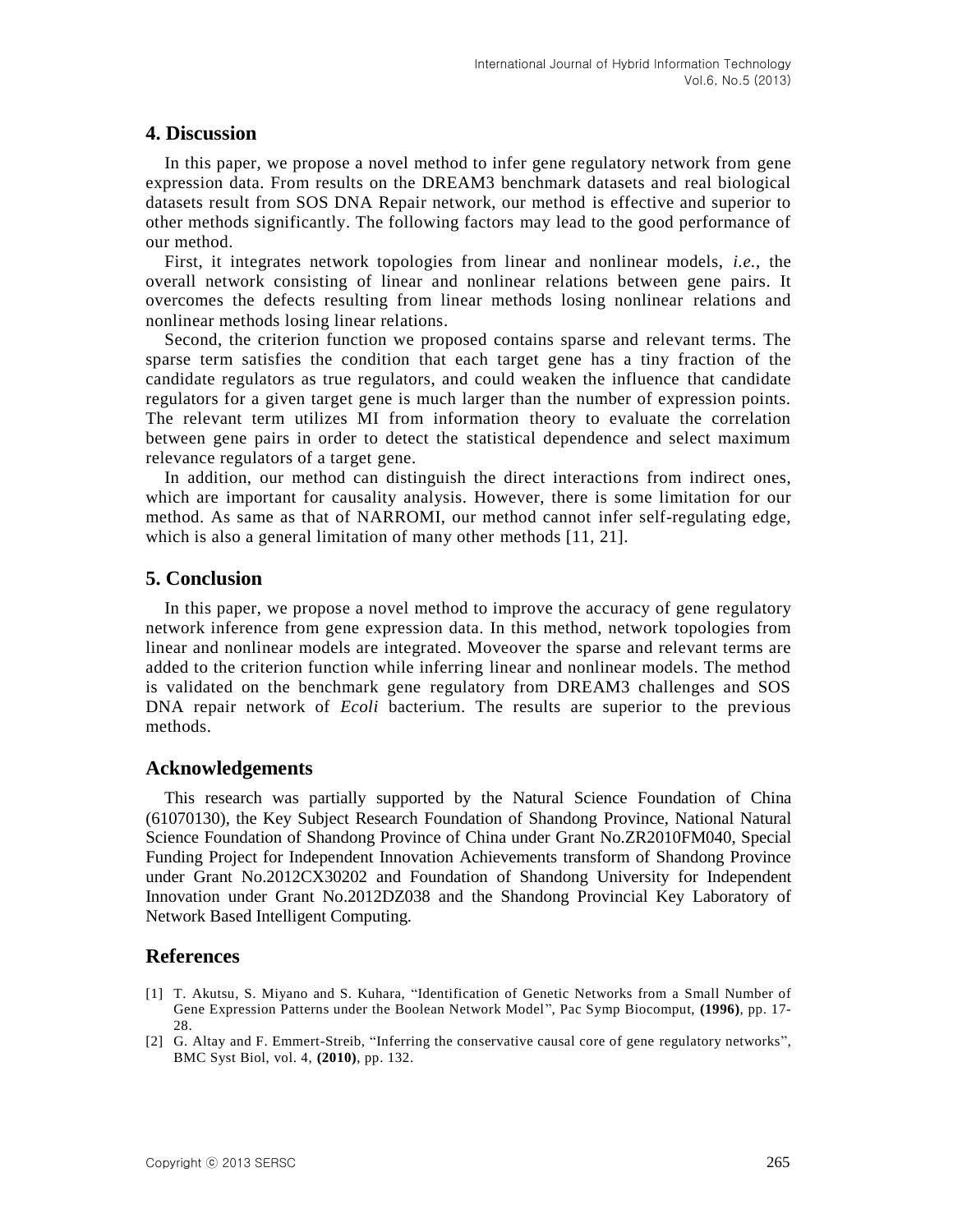## 4. Discussion

In this paper, we propose a novel method to infer gene regulatory network from gene expression data. From results on the DREAM3 benchmark datasets and real biological datasets result from SOS DNA Repair network, our method is effective and superior to other methods significantly. The following factors may lead to the good performance of our method.

First, it integrates network topologies from linear and nonlinear models, *i.e.*, the overall network consisting of linear and nonlinear relations between gene pairs. It overcomes the defects resulting from linear methods losing nonlinear relations and nonlinear methods losing linear relations.

Second, the criterion function we proposed contains sparse and relevant terms. The sparse term satisfies the condition that each target gene has a tiny fraction of the candidate regulators as true regulators, and could weaken the influence that candidate regulators for a given target gene is much larger than the number of expression points. The relevant term utilizes MI from information theory to evaluate the correlation between gene pairs in order to detect the statistical dependence and select maximum relevance regulators of a target gene.

In addition, our method can distinguish the direct interactions from indirect ones, which are important for causality analysis. However, there is some limitation for our method. As same as that of NARROMI, our method cannot infer self-regulating edge, which is also a general limitation of many other methods [11, 21].

## 5. Conclusion

In this paper, we propose a novel method to improve the accuracy of gene regulatory network inference from gene expression data. In this method, network topologies from linear and nonlinear models are integrated. Moveover the sparse and relevant terms are added to the criterion function while inferring linear and nonlinear models. The method is validated on the benchmark gene regulatory from DREAM3 challenges and SOS DNA repair network of *Ecoli* bacterium. The results are superior to the previous methods.

## Acknowledgements

This research was partially supported by the Natural Science Foundation of China (61070130), the Key Subject Research Foundation of Shandong Province, National Natural Science Foundation of Shandong Province of China under Grant No.ZR2010FM040, Special Funding Project for Independent Innovation Achievements transform of Shandong Province under Grant No.2012CX30202 and Foundation of Shandong University for Independent Innovation under Grant No.2012DZ038 and the Shandong Provincial Key Laboratory of Network Based Intelligent Computing.

## References

[1] T. Akutsu, S. Miyano and S. Kuhara, "Identification of Genetic Networks from a Small Number of Gene Expression Patterns under the Boolean Network Model", Pac Symp Biocomput, **(1996)**, pp. 17-28.

[2] G. Altay and F. Emmert-Streib, "Inferring the conservative causal core of gene regulatory networks", BMC Syst Biol, vol. 4, **(2010)**, pp. 132.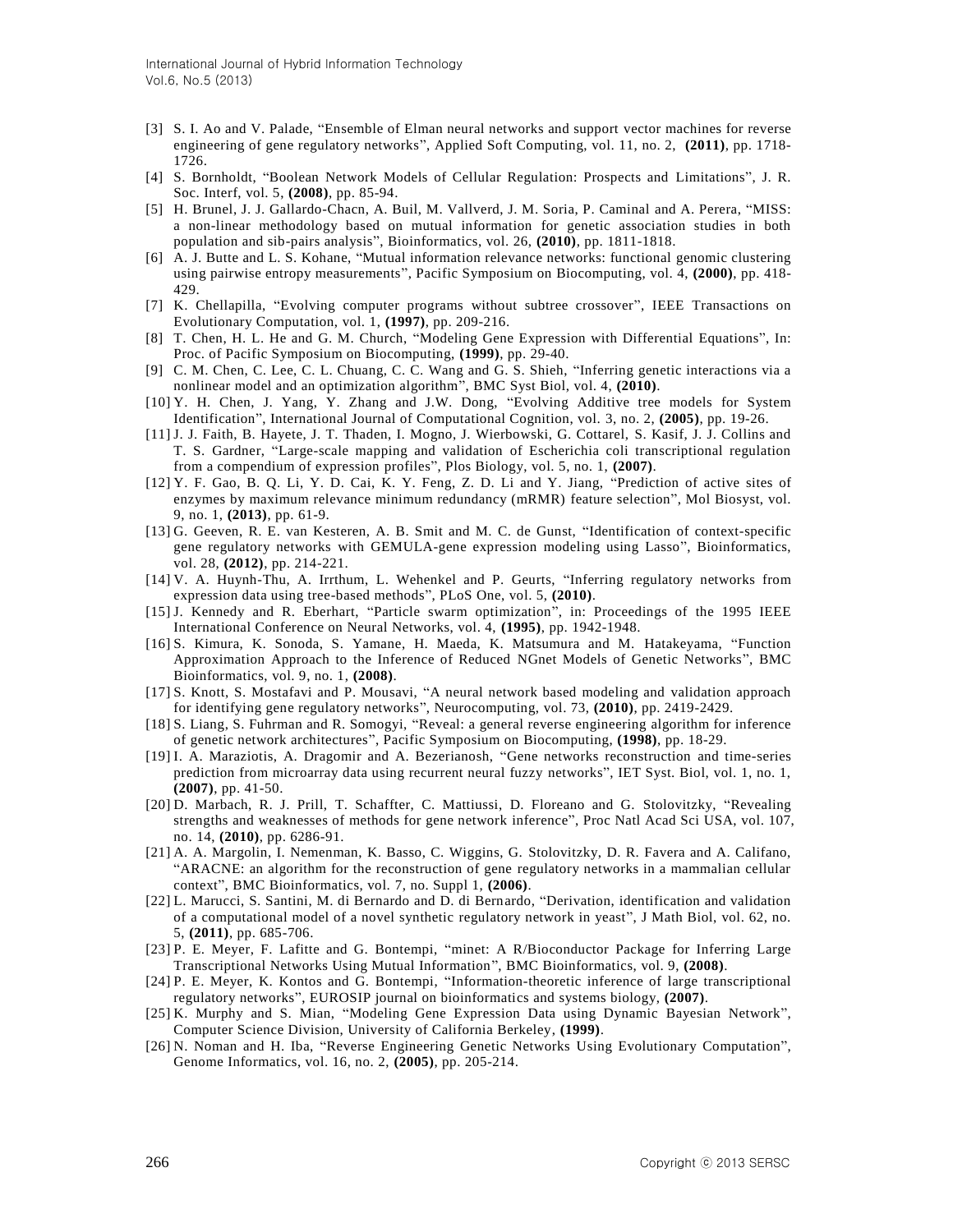[3] S. I. Ao and V. Palade, "Ensemble of Elman neural networks and support vector machines for reverse engineering of gene regulatory networks", Applied Soft Computing, vol. 11, no. 2, **(2011)**, pp. 1718-1726.

[4] S. Bornholdt, "Boolean Network Models of Cellular Regulation: Prospects and Limitations", J. R. Soc. Interf, vol. 5, **(2008)**, pp. 85-94.

[5] H. Brunel, J. J. Gallardo-Chacn, A. Buil, M. Vallverd, J. M. Soria, P. Caminal and A. Perera, "MISS: a non-linear methodology based on mutual information for genetic association studies in both population and sib-pairs analysis", Bioinformatics, vol. 26, **(2010)**, pp. 1811-1818.

[6] A. J. Butte and L. S. Kohane, "Mutual information relevance networks: functional genomic clustering using pairwise entropy measurements", Pacific Symposium on Biocomputing, vol. 4, **(2000)**, pp. 418-429.

[7] K. Chellapilla, "Evolving computer programs without subtree crossover", IEEE Transactions on Evolutionary Computation, vol. 1, **(1997)**, pp. 209-216.

[8] T. Chen, H. L. He and G. M. Church, "Modeling Gene Expression with Differential Equations", In: Proc. of Pacific Symposium on Biocomputing, **(1999)**, pp. 29-40.

[9] C. M. Chen, C. Lee, C. L. Chuang, C. C. Wang and G. S. Shieh, "Inferring genetic interactions via a nonlinear model and an optimization algorithm", BMC Syst Biol, vol. 4, **(2010)**.

[10] Y. H. Chen, J. Yang, Y. Zhang and J.W. Dong, "Evolving Additive tree models for System Identification", International Journal of Computational Cognition, vol. 3, no. 2, **(2005)**, pp. 19-26.

[11] J. J. Faith, B. Hayete, J. T. Thaden, I. Mogno, J. Wierbowski, G. Cottarel, S. Kasif, J. J. Collins and T. S. Gardner, "Large-scale mapping and validation of Escherichia coli transcriptional regulation from a compendium of expression profiles", Plos Biology, vol. 5, no. 1, **(2007)**.

[12] Y. F. Gao, B. Q. Li, Y. D. Cai, K. Y. Feng, Z. D. Li and Y. Jiang, "Prediction of active sites of enzymes by maximum relevance minimum redundancy (mRMR) feature selection", Mol Biosyst, vol. 9, no. 1, **(2013)**, pp. 61-9.

[13] G. Geeven, R. E. van Kesteren, A. B. Smit and M. C. de Gunst, "Identification of context-specific gene regulatory networks with GEMULA-gene expression modeling using Lasso", Bioinformatics, vol. 28, **(2012)**, pp. 214-221.

[14] V. A. Huynh-Thu, A. Irrthum, L. Wehenkel and P. Geurts, "Inferring regulatory networks from expression data using tree-based methods", PLoS One, vol. 5, **(2010)**.

[15] J. Kennedy and R. Eberhart, "Particle swarm optimization", in: Proceedings of the 1995 IEEE International Conference on Neural Networks, vol. 4, **(1995)**, pp. 1942-1948.

[16] S. Kimura, K. Sonoda, S. Yamane, H. Maeda, K. Matsumura and M. Hatakeyama, "Function Approximation Approach to the Inference of Reduced NGnet Models of Genetic Networks", BMC Bioinformatics, vol. 9, no. 1, **(2008)**.

[17] S. Knott, S. Mostafavi and P. Mousavi, "A neural network based modeling and validation approach for identifying gene regulatory networks", Neurocomputing, vol. 73, **(2010)**, pp. 2419-2429.

[18] S. Liang, S. Fuhrman and R. Somogyi, "Reveal: a general reverse engineering algorithm for inference of genetic network architectures", Pacific Symposium on Biocomputing, **(1998)**, pp. 18-29.

[19] I. A. Maraziotis, A. Dragomir and A. Bezerianosh, "Gene networks reconstruction and time-series prediction from microarray data using recurrent neural fuzzy networks", IET Syst. Biol, vol. 1, no. 1, **(2007)**, pp. 41-50.

[20] D. Marbach, R. J. Prill, T. Schaffter, C. Mattiussi, D. Floreano and G. Stolovitzky, "Revealing strengths and weaknesses of methods for gene network inference", Proc Natl Acad Sci USA, vol. 107, no. 14, **(2010)**, pp. 6286-91.

[21] A. A. Margolin, I. Nemenman, K. Basso, C. Wiggins, G. Stolovitzky, D. R. Favera and A. Califano, "ARACNE: an algorithm for the reconstruction of gene regulatory networks in a mammalian cellular context", BMC Bioinformatics, vol. 7, no. Suppl 1, **(2006)**.

[22] L. Marucci, S. Santini, M. di Bernardo and D. di Bernardo, "Derivation, identification and validation of a computational model of a novel synthetic regulatory network in yeast", J Math Biol, vol. 62, no. 5, **(2011)**, pp. 685-706.

[23] P. E. Meyer, F. Lafitte and G. Bontempi, "minet: A R/Bioconductor Package for Inferring Large Transcriptional Networks Using Mutual Information", BMC Bioinformatics, vol. 9, **(2008)**.

[24] P. E. Meyer, K. Kontos and G. Bontempi, "Information-theoretic inference of large transcriptional regulatory networks", EUROSIP journal on bioinformatics and systems biology, **(2007)**.

[25] K. Murphy and S. Mian, "Modeling Gene Expression Data using Dynamic Bayesian Network", Computer Science Division, University of California Berkeley, **(1999)**.

[26] N. Noman and H. Iba, "Reverse Engineering Genetic Networks Using Evolutionary Computation", Genome Informatics, vol. 16, no. 2, **(2005)**, pp. 205-214.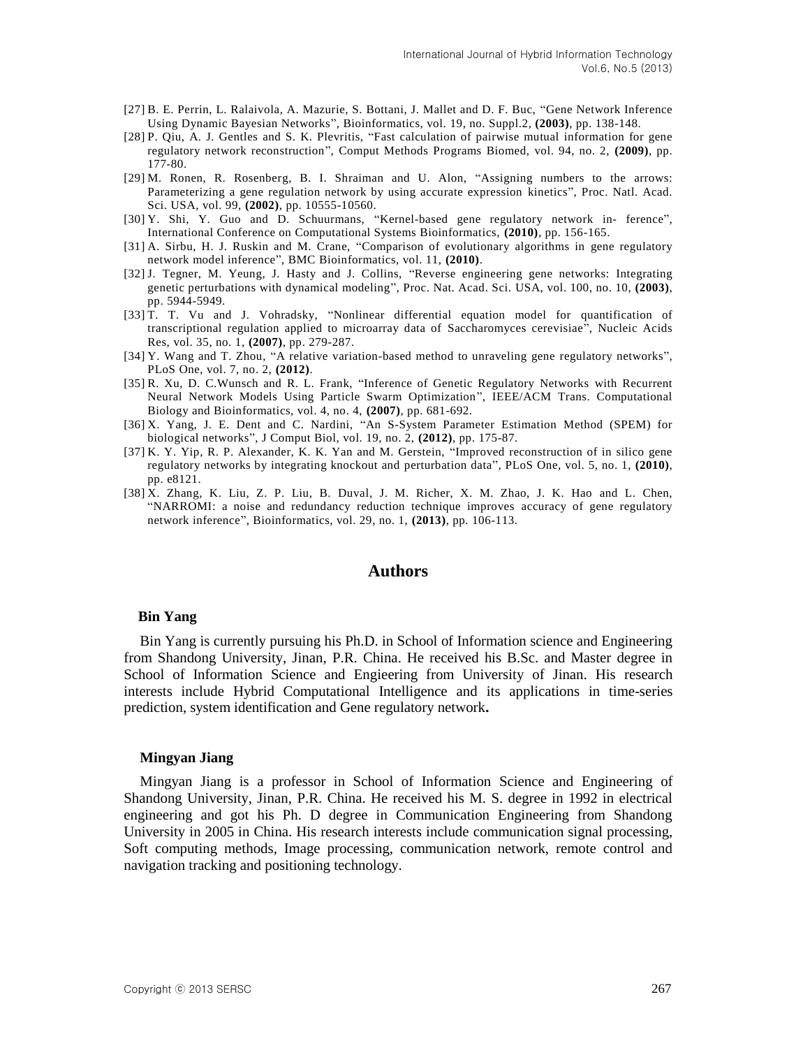[27] B. E. Perrin, L. Ralaivola, A. Mazurie, S. Bottani, J. Mallet and D. F. Buc, "Gene Network Inference Using Dynamic Bayesian Networks", Bioinformatics, vol. 19, no. Suppl.2, **(2003)**, pp. 138-148.

[28] P. Qiu, A. J. Gentles and S. K. Plevritis, "Fast calculation of pairwise mutual information for gene regulatory network reconstruction", Comput Methods Programs Biomed, vol. 94, no. 2, **(2009)**, pp. 177-80.

[29] M. Ronen, R. Rosenberg, B. I. Shraiman and U. Alon, "Assigning numbers to the arrows: Parameterizing a gene regulation network by using accurate expression kinetics", Proc. Natl. Acad. Sci. USA, vol. 99, **(2002)**, pp. 10555-10560.

[30] Y. Shi, Y. Guo and D. Schuurmans, "Kernel-based gene regulatory network in- ference", International Conference on Computational Systems Bioinformatics, **(2010)**, pp. 156-165.

[31] A. Sirbu, H. J. Ruskin and M. Crane, "Comparison of evolutionary algorithms in gene regulatory network model inference", BMC Bioinformatics, vol. 11, **(2010)**.

[32] J. Tegner, M. Yeung, J. Hasty and J. Collins, "Reverse engineering gene networks: Integrating genetic perturbations with dynamical modeling", Proc. Nat. Acad. Sci. USA, vol. 100, no. 10, **(2003)**, pp. 5944-5949.

[33] T. T. Vu and J. Vohradsky, "Nonlinear differential equation model for quantification of transcriptional regulation applied to microarray data of Saccharomyces cerevisiae", Nucleic Acids Res, vol. 35, no. 1, **(2007)**, pp. 279-287.

[34] Y. Wang and T. Zhou, "A relative variation-based method to unraveling gene regulatory networks", PLoS One, vol. 7, no. 2, **(2012)**.

[35] R. Xu, D. C.Wunsch and R. L. Frank, "Inference of Genetic Regulatory Networks with Recurrent Neural Network Models Using Particle Swarm Optimization", IEEE/ACM Trans. Computational Biology and Bioinformatics, vol. 4, no. 4, **(2007)**, pp. 681-692.

[36] X. Yang, J. E. Dent and C. Nardini, "An S-System Parameter Estimation Method (SPEM) for biological networks", J Comput Biol, vol. 19, no. 2, **(2012)**, pp. 175-87.

[37] K. Y. Yip, R. P. Alexander, K. K. Yan and M. Gerstein, "Improved reconstruction of in silico gene regulatory networks by integrating knockout and perturbation data", PLoS One, vol. 5, no. 1, **(2010)**, pp. e8121.

[38] X. Zhang, K. Liu, Z. P. Liu, B. Duval, J. M. Richer, X. M. Zhao, J. K. Hao and L. Chen, "NARROMI: a noise and redundancy reduction technique improves accuracy of gene regulatory network inference", Bioinformatics, vol. 29, no. 1, **(2013)**, pp. 106-113.

## Authors

**Bin Yang**

Bin Yang is currently pursuing his Ph.D. in School of Information science and Engineering from Shandong University, Jinan, P.R. China. He received his B.Sc. and Master degree in School of Information Science and Engieering from University of Jinan. His research interests include Hybrid Computational Intelligence and its applications in time-series prediction, system identification and Gene regulatory network**.**

**Mingyan Jiang**

Mingyan Jiang is a professor in School of Information Science and Engineering of Shandong University, Jinan, P.R. China. He received his M. S. degree in 1992 in electrical engineering and got his Ph. D degree in Communication Engineering from Shandong University in 2005 in China. His research interests include communication signal processing, Soft computing methods, Image processing, communication network, remote control and navigation tracking and positioning technology.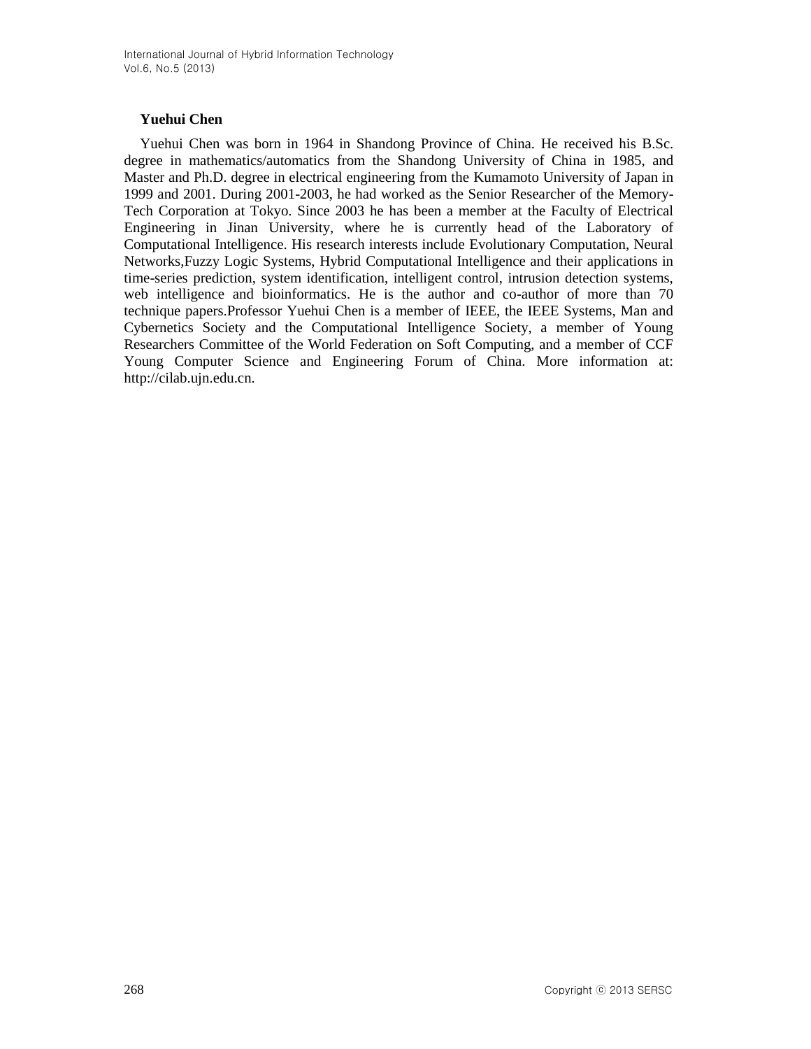**Yuehui Chen**

Yuehui Chen was born in 1964 in Shandong Province of China. He received his B.Sc. degree in mathematics/automatics from the Shandong University of China in 1985, and Master and Ph.D. degree in electrical engineering from the Kumamoto University of Japan in 1999 and 2001. During 2001-2003, he had worked as the Senior Researcher of the Memory-Tech Corporation at Tokyo. Since 2003 he has been a member at the Faculty of Electrical Engineering in Jinan University, where he is currently head of the Laboratory of Computational Intelligence. His research interests include Evolutionary Computation, Neural Networks,Fuzzy Logic Systems, Hybrid Computational Intelligence and their applications in time-series prediction, system identification, intelligent control, intrusion detection systems, web intelligence and bioinformatics. He is the author and co-author of more than 70 technique papers.Professor Yuehui Chen is a member of IEEE, the IEEE Systems, Man and Cybernetics Society and the Computational Intelligence Society, a member of Young Researchers Committee of the World Federation on Soft Computing, and a member of CCF Young Computer Science and Engineering Forum of China. More information at: http://cilab.ujn.edu.cn.